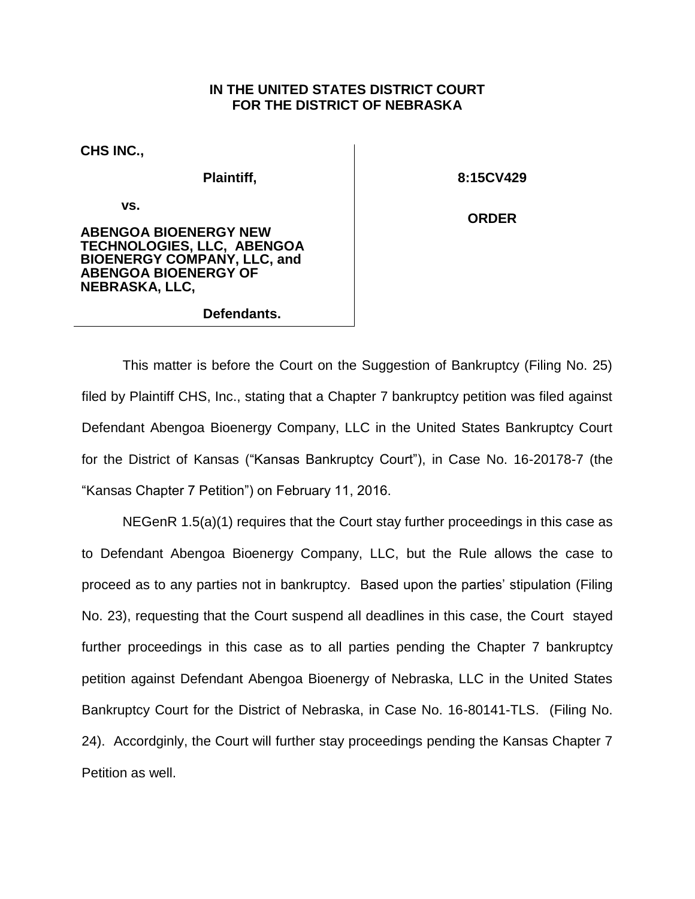**IN THE UNITED STATES DISTRICT COURT**
**FOR THE DISTRICT OF NEBRASKA**

| | |
|---|---|
| **CHS INC.,** | **8:15CV429** |
| **Plaintiff,** | |
| **vs.** | **ORDER** |
| **ABENGOA BIOENERGY NEW TECHNOLOGIES, LLC, ABENGOA BIOENERGY COMPANY, LLC, and ABENGOA BIOENERGY OF NEBRASKA, LLC,** | |
| **Defendants.** | |

This matter is before the Court on the Suggestion of Bankruptcy (Filing No. 25) filed by Plaintiff CHS, Inc., stating that a Chapter 7 bankruptcy petition was filed against Defendant Abengoa Bioenergy Company, LLC in the United States Bankruptcy Court for the District of Kansas ("Kansas Bankruptcy Court"), in Case No. 16-20178-7 (the "Kansas Chapter 7 Petition") on February 11, 2016.

NEGenR 1.5(a)(1) requires that the Court stay further proceedings in this case as to Defendant Abengoa Bioenergy Company, LLC, but the Rule allows the case to proceed as to any parties not in bankruptcy. Based upon the parties' stipulation (Filing No. 23), requesting that the Court suspend all deadlines in this case, the Court stayed further proceedings in this case as to all parties pending the Chapter 7 bankruptcy petition against Defendant Abengoa Bioenergy of Nebraska, LLC in the United States Bankruptcy Court for the District of Nebraska, in Case No. 16-80141-TLS. (Filing No. 24). Accordginly, the Court will further stay proceedings pending the Kansas Chapter 7 Petition as well.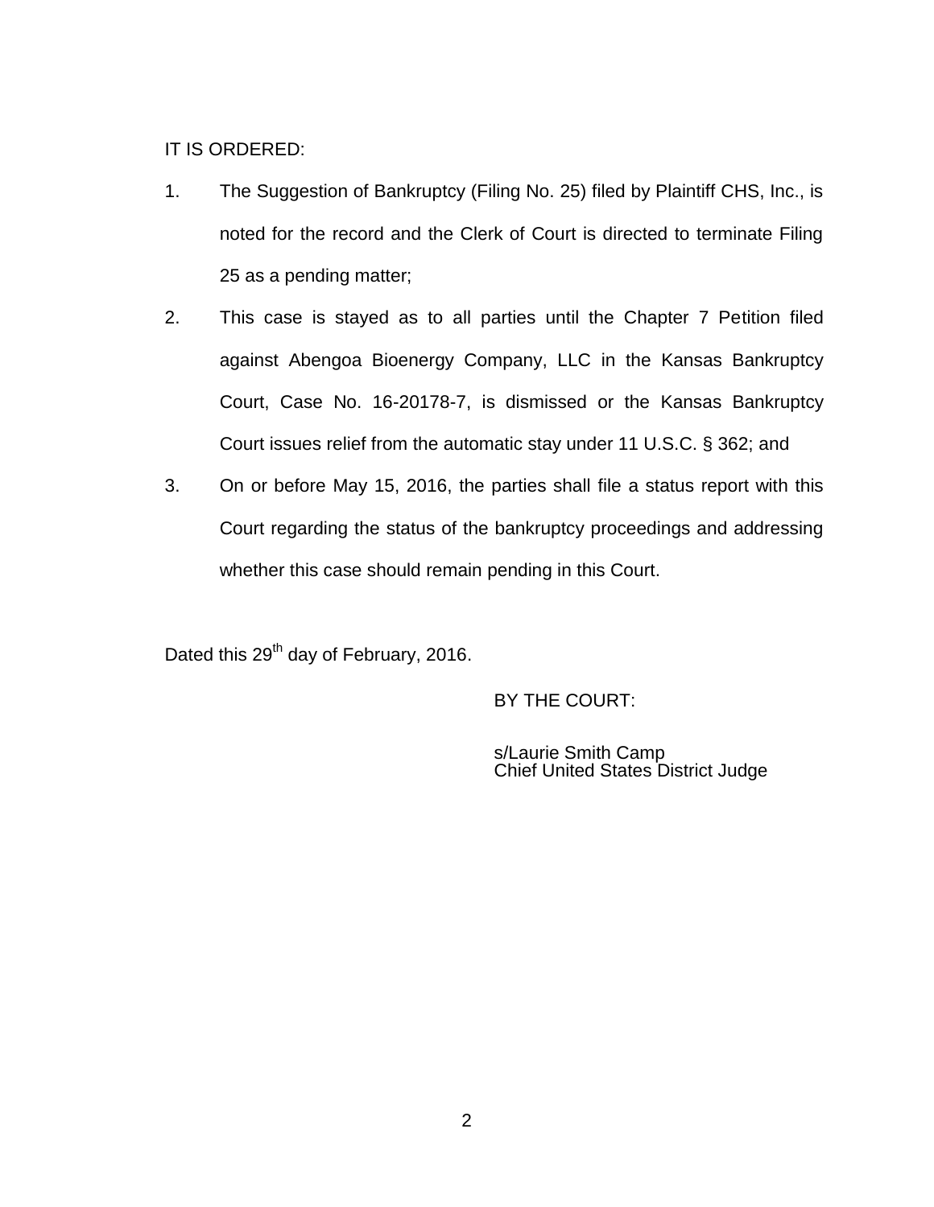IT IS ORDERED:

1. The Suggestion of Bankruptcy (Filing No. 25) filed by Plaintiff CHS, Inc., is noted for the record and the Clerk of Court is directed to terminate Filing 25 as a pending matter;

2. This case is stayed as to all parties until the Chapter 7 Petition filed against Abengoa Bioenergy Company, LLC in the Kansas Bankruptcy Court, Case No. 16-20178-7, is dismissed or the Kansas Bankruptcy Court issues relief from the automatic stay under 11 U.S.C. § 362; and

3. On or before May 15, 2016, the parties shall file a status report with this Court regarding the status of the bankruptcy proceedings and addressing whether this case should remain pending in this Court.

Dated this 29th day of February, 2016.

BY THE COURT:

s/Laurie Smith Camp
Chief United States District Judge